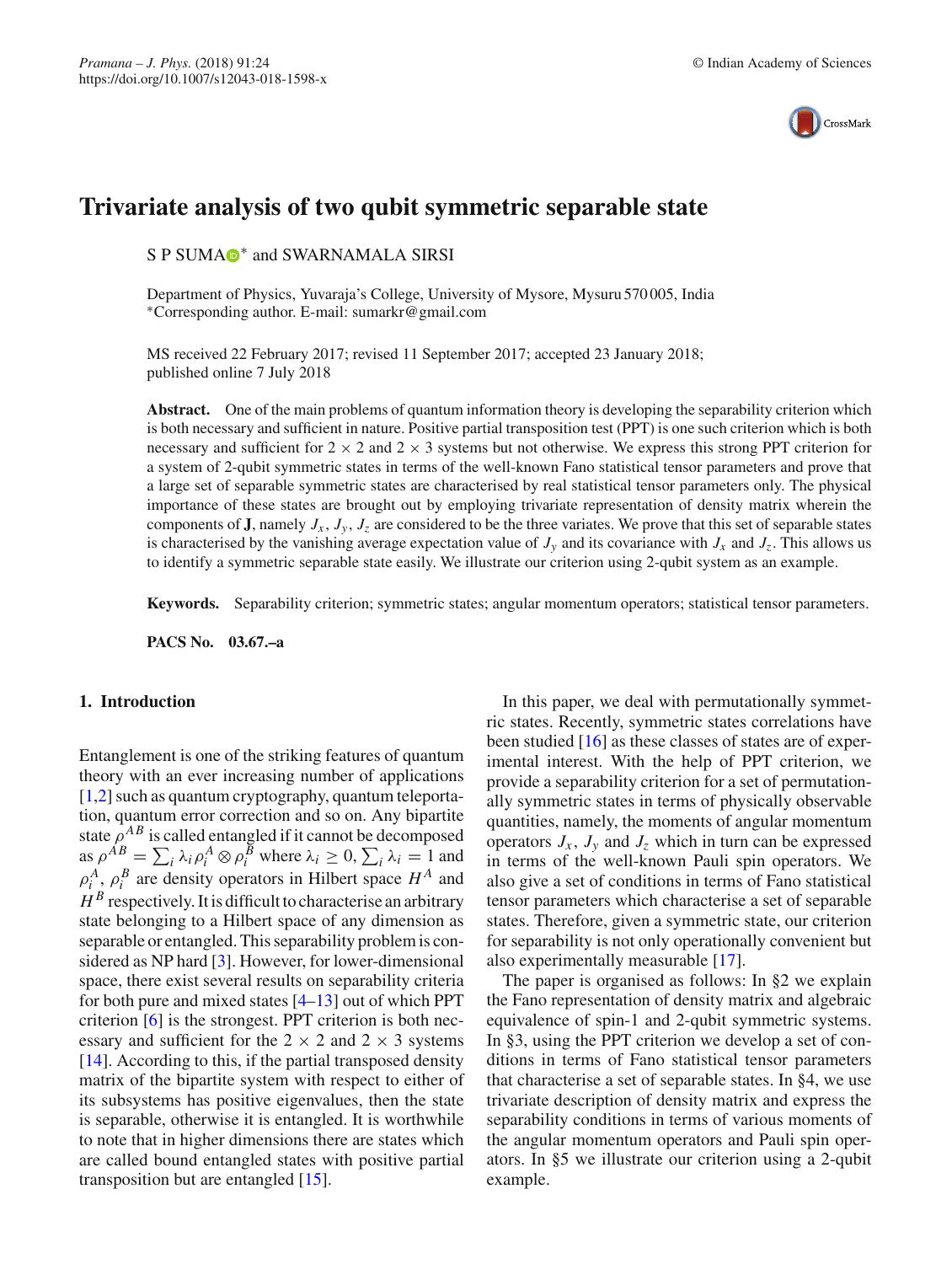# Trivariate analysis of two qubit symmetric separable state

S P SUMA* and SWARNAMALA SIRSI

Department of Physics, Yuvaraja's College, University of Mysore, Mysuru 570 005, India
*Corresponding author. E-mail: sumarkr@gmail.com

MS received 22 February 2017; revised 11 September 2017; accepted 23 January 2018; published online 7 July 2018

**Abstract.** One of the main problems of quantum information theory is developing the separability criterion which is both necessary and sufficient in nature. Positive partial transposition test (PPT) is one such criterion which is both necessary and sufficient for $2 \times 2$ and $2 \times 3$ systems but not otherwise. We express this strong PPT criterion for a system of 2-qubit symmetric states in terms of the well-known Fano statistical tensor parameters and prove that a large set of separable symmetric states are characterised by real statistical tensor parameters only. The physical importance of these states are brought out by employing trivariate representation of density matrix wherein the components of $\mathbf{J}$, namely $J_x$, $J_y$, $J_z$ are considered to be the three variates. We prove that this set of separable states is characterised by the vanishing average expectation value of $J_y$ and its covariance with $J_x$ and $J_z$. This allows us to identify a symmetric separable state easily. We illustrate our criterion using 2-qubit system as an example.

**Keywords.** Separability criterion; symmetric states; angular momentum operators; statistical tensor parameters.

**PACS No.** 03.67.–a

## 1. Introduction

Entanglement is one of the striking features of quantum theory with an ever increasing number of applications [1,2] such as quantum cryptography, quantum teleportation, quantum error correction and so on. Any bipartite state $\rho^{AB}$ is called entangled if it cannot be decomposed as $\rho^{AB} = \sum_i \lambda_i \rho_i^A \otimes \rho_i^B$ where $\lambda_i \geq 0$, $\sum_i \lambda_i = 1$ and $\rho_i^A$, $\rho_i^B$ are density operators in Hilbert space $H^A$ and $H^B$ respectively. It is difficult to characterise an arbitrary state belonging to a Hilbert space of any dimension as separable or entangled. This separability problem is considered as NP hard [3]. However, for lower-dimensional space, there exist several results on separability criteria for both pure and mixed states [4–13] out of which PPT criterion [6] is the strongest. PPT criterion is both necessary and sufficient for the $2 \times 2$ and $2 \times 3$ systems [14]. According to this, if the partial transposed density matrix of the bipartite system with respect to either of its subsystems has positive eigenvalues, then the state is separable, otherwise it is entangled. It is worthwhile to note that in higher dimensions there are states which are called bound entangled states with positive partial transposition but are entangled [15].

In this paper, we deal with permutationally symmetric states. Recently, symmetric states correlations have been studied [16] as these classes of states are of experimental interest. With the help of PPT criterion, we provide a separability criterion for a set of permutationally symmetric states in terms of physically observable quantities, namely, the moments of angular momentum operators $J_x$, $J_y$ and $J_z$ which in turn can be expressed in terms of the well-known Pauli spin operators. We also give a set of conditions in terms of Fano statistical tensor parameters which characterise a set of separable states. Therefore, given a symmetric state, our criterion for separability is not only operationally convenient but also experimentally measurable [17].

The paper is organised as follows: In §2 we explain the Fano representation of density matrix and algebraic equivalence of spin-1 and 2-qubit symmetric systems. In §3, using the PPT criterion we develop a set of conditions in terms of Fano statistical tensor parameters that characterise a set of separable states. In §4, we use trivariate description of density matrix and express the separability conditions in terms of various moments of the angular momentum operators and Pauli spin operators. In §5 we illustrate our criterion using a 2-qubit example.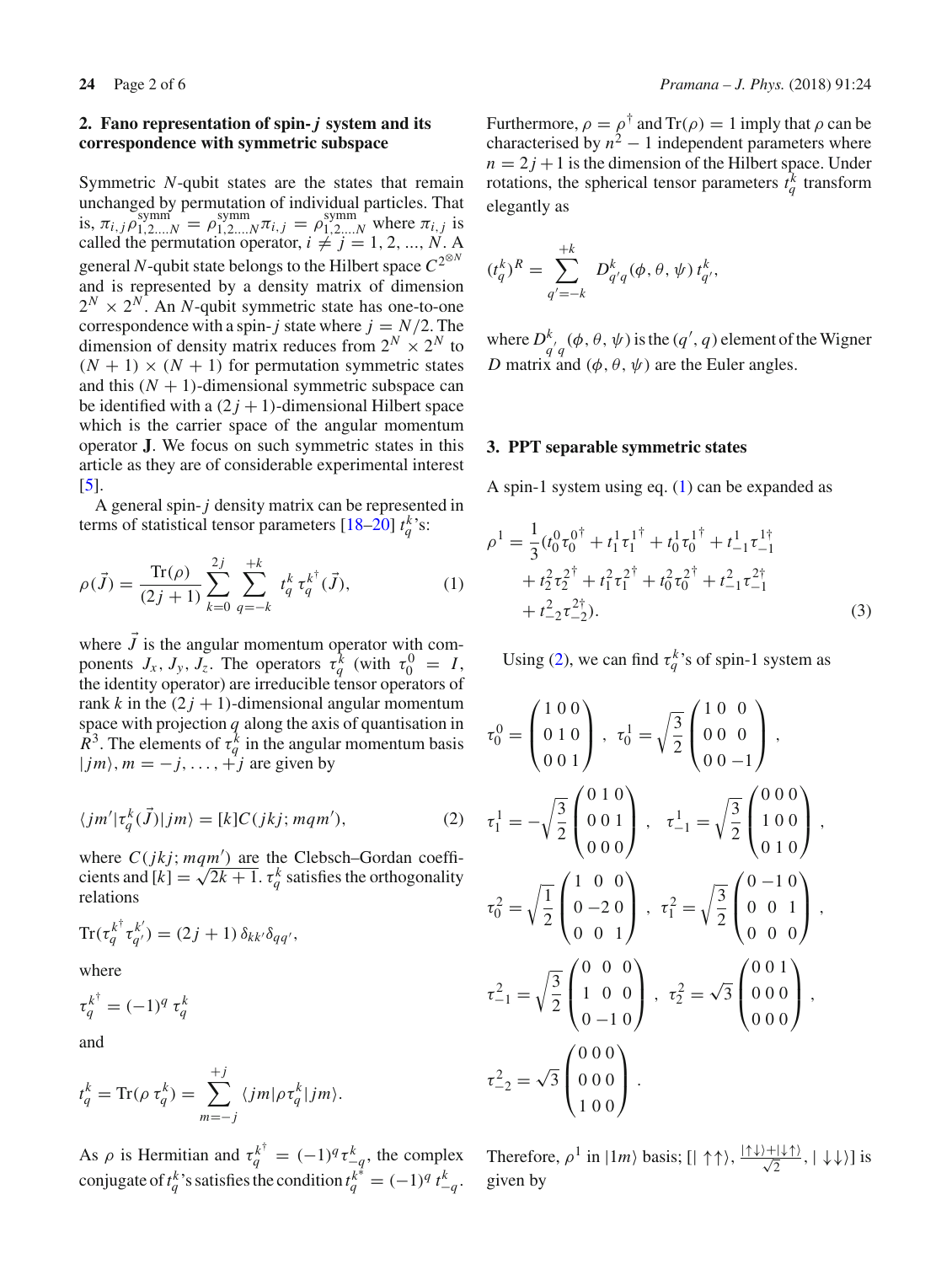## 2. Fano representation of spin-$j$ system and its correspondence with symmetric subspace

Symmetric $N$-qubit states are the states that remain unchanged by permutation of individual particles. That is, $\pi_{i,j}\rho^{\rm symm}_{1,2,...N} = \rho^{\rm symm}_{1,2,...N}\pi_{i,j} = \rho^{\rm symm}_{1,2,...N}$ where $\pi_{i,j}$ is called the permutation operator, $i \neq j = 1, 2, ..., N$. A general $N$-qubit state belongs to the Hilbert space $C^{2^{\otimes N}}$ and is represented by a density matrix of dimension $2^N \times 2^N$. An $N$-qubit symmetric state has one-to-one correspondence with a spin-$j$ state where $j = N/2$. The dimension of density matrix reduces from $2^N \times 2^N$ to $(N+1) \times (N+1)$ for permutation symmetric states and this $(N+1)$-dimensional symmetric subspace can be identified with a $(2j+1)$-dimensional Hilbert space which is the carrier space of the angular momentum operator $\mathbf{J}$. We focus on such symmetric states in this article as they are of considerable experimental interest [5].

A general spin-$j$ density matrix can be represented in terms of statistical tensor parameters [18–20] $t^k_q$'s:

$$\rho(\vec{J}) = \frac{\mathrm{Tr}(\rho)}{(2j+1)} \sum_{k=0}^{2j} \sum_{q=-k}^{+k} t^k_q \, \tau^{k^\dagger}_q(\vec{J}), \tag{1}$$

where $\vec{J}$ is the angular momentum operator with components $J_x, J_y, J_z$. The operators $\tau^k_q$ (with $\tau^0_0 = I$, the identity operator) are irreducible tensor operators of rank $k$ in the $(2j+1)$-dimensional angular momentum space with projection $q$ along the axis of quantisation in $R^3$. The elements of $\tau^k_q$ in the angular momentum basis $|jm\rangle, m = -j, \ldots, +j$ are given by

$$\langle jm'|\tau^k_q(\vec{J})|jm\rangle = [k]C(jkj; mqm'), \tag{2}$$

where $C(jkj; mqm')$ are the Clebsch–Gordan coefficients and $[k] = \sqrt{2k+1}$. $\tau^k_q$ satisfies the orthogonality relations

$$\mathrm{Tr}(\tau^{k^\dagger}_q \tau^{k'}_{q'}) = (2j+1)\,\delta_{kk'}\delta_{qq'},$$

where

$$\tau^{k^\dagger}_q = (-1)^q \, \tau^k_q$$

and

$$t^k_q = \mathrm{Tr}(\rho \, \tau^k_q) = \sum_{m=-j}^{+j} \langle jm|\rho\tau^k_q|jm\rangle.$$

As $\rho$ is Hermitian and $\tau^{k^\dagger}_q = (-1)^q \tau^k_{-q}$, the complex conjugate of $t^k_q$'s satisfies the condition $t^{k^*}_q = (-1)^q \, t^k_{-q}$. Furthermore, $\rho = \rho^\dagger$ and $\mathrm{Tr}(\rho) = 1$ imply that $\rho$ can be characterised by $n^2 - 1$ independent parameters where $n = 2j+1$ is the dimension of the Hilbert space. Under rotations, the spherical tensor parameters $t^k_q$ transform elegantly as

$$(t^k_q)^R = \sum_{q'=-k}^{+k} D^k_{q'q}(\phi, \theta, \psi)\, t^k_{q'},$$

where $D^k_{q'q}(\phi, \theta, \psi)$ is the $(q', q)$ element of the Wigner $D$ matrix and $(\phi, \theta, \psi)$ are the Euler angles.

## 3. PPT separable symmetric states

A spin-1 system using eq. (1) can be expanded as

$$\begin{aligned}\rho^1 = \frac{1}{3}(&t^0_0\tau^{0^\dagger}_0 + t^1_1\tau^{1^\dagger}_1 + t^1_0\tau^{1^\dagger}_0 + t^1_{-1}\tau^{1^\dagger}_{-1} \\ &+ t^2_2\tau^{2^\dagger}_2 + t^2_1\tau^{2^\dagger}_1 + t^2_0\tau^{2^\dagger}_0 + t^2_{-1}\tau^{2^\dagger}_{-1} \\ &+ t^2_{-2}\tau^{2^\dagger}_{-2}).\end{aligned} \tag{3}$$

Using (2), we can find $\tau^k_q$'s of spin-1 system as

$$\tau^0_0 = \begin{pmatrix} 1 & 0 & 0 \\ 0 & 1 & 0 \\ 0 & 0 & 1 \end{pmatrix}, \quad \tau^1_0 = \sqrt{\frac{3}{2}}\begin{pmatrix} 1 & 0 & 0 \\ 0 & 0 & 0 \\ 0 & 0 & -1 \end{pmatrix},$$

$$\tau^1_1 = -\sqrt{\frac{3}{2}}\begin{pmatrix} 0 & 1 & 0 \\ 0 & 0 & 1 \\ 0 & 0 & 0 \end{pmatrix}, \quad \tau^1_{-1} = \sqrt{\frac{3}{2}}\begin{pmatrix} 0 & 0 & 0 \\ 1 & 0 & 0 \\ 0 & 1 & 0 \end{pmatrix},$$

$$\tau^2_0 = \sqrt{\frac{1}{2}}\begin{pmatrix} 1 & 0 & 0 \\ 0 & -2 & 0 \\ 0 & 0 & 1 \end{pmatrix}, \quad \tau^2_1 = \sqrt{\frac{3}{2}}\begin{pmatrix} 0 & -1 & 0 \\ 0 & 0 & 1 \\ 0 & 0 & 0 \end{pmatrix},$$

$$\tau^2_{-1} = \sqrt{\frac{3}{2}}\begin{pmatrix} 0 & 0 & 0 \\ 1 & 0 & 0 \\ 0 & -1 & 0 \end{pmatrix}, \quad \tau^2_2 = \sqrt{3}\begin{pmatrix} 0 & 0 & 1 \\ 0 & 0 & 0 \\ 0 & 0 & 0 \end{pmatrix},$$

$$\tau^2_{-2} = \sqrt{3}\begin{pmatrix} 0 & 0 & 0 \\ 0 & 0 & 0 \\ 1 & 0 & 0 \end{pmatrix}.$$

Therefore, $\rho^1$ in $|1m\rangle$ basis; $[|\uparrow\uparrow\rangle, \frac{|\uparrow\downarrow\rangle + |\downarrow\uparrow\rangle}{\sqrt{2}}, |\downarrow\downarrow\rangle]$ is given by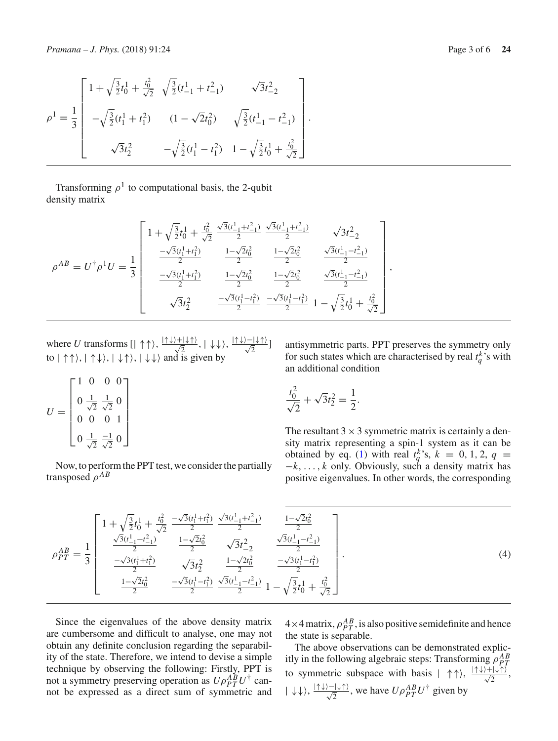$$\rho^1 = \frac{1}{3}\begin{bmatrix} 1+\sqrt{\frac{3}{2}}t_0^1+\frac{t_0^2}{\sqrt{2}} & \sqrt{\frac{3}{2}}(t_{-1}^1+t_{-1}^2) & \sqrt{3}t_{-2}^2 \\ -\sqrt{\frac{3}{2}}(t_1^1+t_1^2) & (1-\sqrt{2}t_0^2) & \sqrt{\frac{3}{2}}(t_{-1}^1-t_{-1}^2) \\ \sqrt{3}t_2^2 & -\sqrt{\frac{3}{2}}(t_1^1-t_1^2) & 1-\sqrt{\frac{3}{2}}t_0^1+\frac{t_0^2}{\sqrt{2}} \end{bmatrix}.$$

Transforming $\rho^1$ to computational basis, the 2-qubit density matrix

$$\rho^{AB} = U^\dagger \rho^1 U = \frac{1}{3}\begin{bmatrix} 1+\sqrt{\frac{3}{2}}t_0^1+\frac{t_0^2}{\sqrt{2}} & \frac{\sqrt{3}(t_{-1}^1+t_{-1}^2)}{2} & \frac{\sqrt{3}(t_{-1}^1+t_{-1}^2)}{2} & \sqrt{3}t_{-2}^2 \\ \frac{-\sqrt{3}(t_1^1+t_1^2)}{2} & \frac{1-\sqrt{2}t_0^2}{2} & \frac{1-\sqrt{2}t_0^2}{2} & \frac{\sqrt{3}(t_{-1}^1-t_{-1}^2)}{2} \\ \frac{-\sqrt{3}(t_1^1+t_1^2)}{2} & \frac{1-\sqrt{2}t_0^2}{2} & \frac{1-\sqrt{2}t_0^2}{2} & \frac{\sqrt{3}(t_{-1}^1-t_{-1}^2)}{2} \\ \sqrt{3}t_2^2 & \frac{-\sqrt{3}(t_1^1-t_1^2)}{2} & \frac{-\sqrt{3}(t_1^1-t_1^2)}{2} & 1-\sqrt{\frac{3}{2}}t_0^1+\frac{t_0^2}{\sqrt{2}} \end{bmatrix},$$

where $U$ transforms $[|\uparrow\uparrow\rangle, \frac{|\uparrow\downarrow\rangle+|\downarrow\uparrow\rangle}{\sqrt{2}}, |\downarrow\downarrow\rangle, \frac{|\uparrow\downarrow\rangle-|\downarrow\uparrow\rangle}{\sqrt{2}}]$ to $|\uparrow\uparrow\rangle, |\uparrow\downarrow\rangle, |\downarrow\uparrow\rangle, |\downarrow\downarrow\rangle$ and is given by

$$U = \begin{bmatrix} 1 & 0 & 0 & 0 \\ 0 & \frac{1}{\sqrt{2}} & \frac{1}{\sqrt{2}} & 0 \\ 0 & 0 & 0 & 1 \\ 0 & \frac{1}{\sqrt{2}} & \frac{-1}{\sqrt{2}} & 0 \end{bmatrix}$$

Now, to perform the PPT test, we consider the partially transposed $\rho^{AB}$

$$\rho_{PT}^{AB} = \frac{1}{3}\begin{bmatrix} 1+\sqrt{\frac{3}{2}}t_0^1+\frac{t_0^2}{\sqrt{2}} & \frac{-\sqrt{3}(t_1^1+t_1^2)}{2} & \frac{\sqrt{3}(t_{-1}^1+t_{-1}^2)}{2} & \frac{1-\sqrt{2}t_0^2}{2} \\ \frac{\sqrt{3}(t_{-1}^1+t_{-1}^2)}{2} & \frac{1-\sqrt{2}t_0^2}{2} & \sqrt{3}t_{-2}^2 & \frac{\sqrt{3}(t_{-1}^1-t_{-1}^2)}{2} \\ \frac{-\sqrt{3}(t_1^1+t_1^2)}{2} & \sqrt{3}t_2^2 & \frac{1-\sqrt{2}t_0^2}{2} & \frac{-\sqrt{3}(t_1^1-t_1^2)}{2} \\ \frac{1-\sqrt{2}t_0^2}{2} & \frac{-\sqrt{3}(t_1^1-t_1^2)}{2} & \frac{\sqrt{3}(t_{-1}^1-t_{-1}^2)}{2} & 1-\sqrt{\frac{3}{2}}t_0^1+\frac{t_0^2}{\sqrt{2}} \end{bmatrix}. \quad (4)$$

Since the eigenvalues of the above density matrix are cumbersome and difficult to analyse, one may not obtain any definite conclusion regarding the separability of the state. Therefore, we intend to devise a simple technique by observing the following: Firstly, PPT is not a symmetry preserving operation as $U\rho_{PT}^{AB}U^\dagger$ cannot be expressed as a direct sum of symmetric and antisymmetric parts. PPT preserves the symmetry only for such states which are characterised by real $t_q^k$'s with an additional condition

$$\frac{t_0^2}{\sqrt{2}} + \sqrt{3}t_2^2 = \frac{1}{2}.$$

The resultant $3\times 3$ symmetric matrix is certainly a density matrix representing a spin-1 system as it can be obtained by eq. (1) with real $t_q^k$'s, $k = 0, 1, 2$, $q = -k, \ldots, k$ only. Obviously, such a density matrix has positive eigenvalues. In other words, the corresponding $4\times 4$ matrix, $\rho_{PT}^{AB}$, is also positive semidefinite and hence the state is separable.

The above observations can be demonstrated explicitly in the following algebraic steps: Transforming $\rho_{PT}^{AB}$ to symmetric subspace with basis $|\uparrow\uparrow\rangle$, $\frac{|\uparrow\downarrow\rangle+|\downarrow\uparrow\rangle}{\sqrt{2}}$, $|\downarrow\downarrow\rangle$, $\frac{|\uparrow\downarrow\rangle-|\downarrow\uparrow\rangle}{\sqrt{2}}$, we have $U\rho_{PT}^{AB}U^\dagger$ given by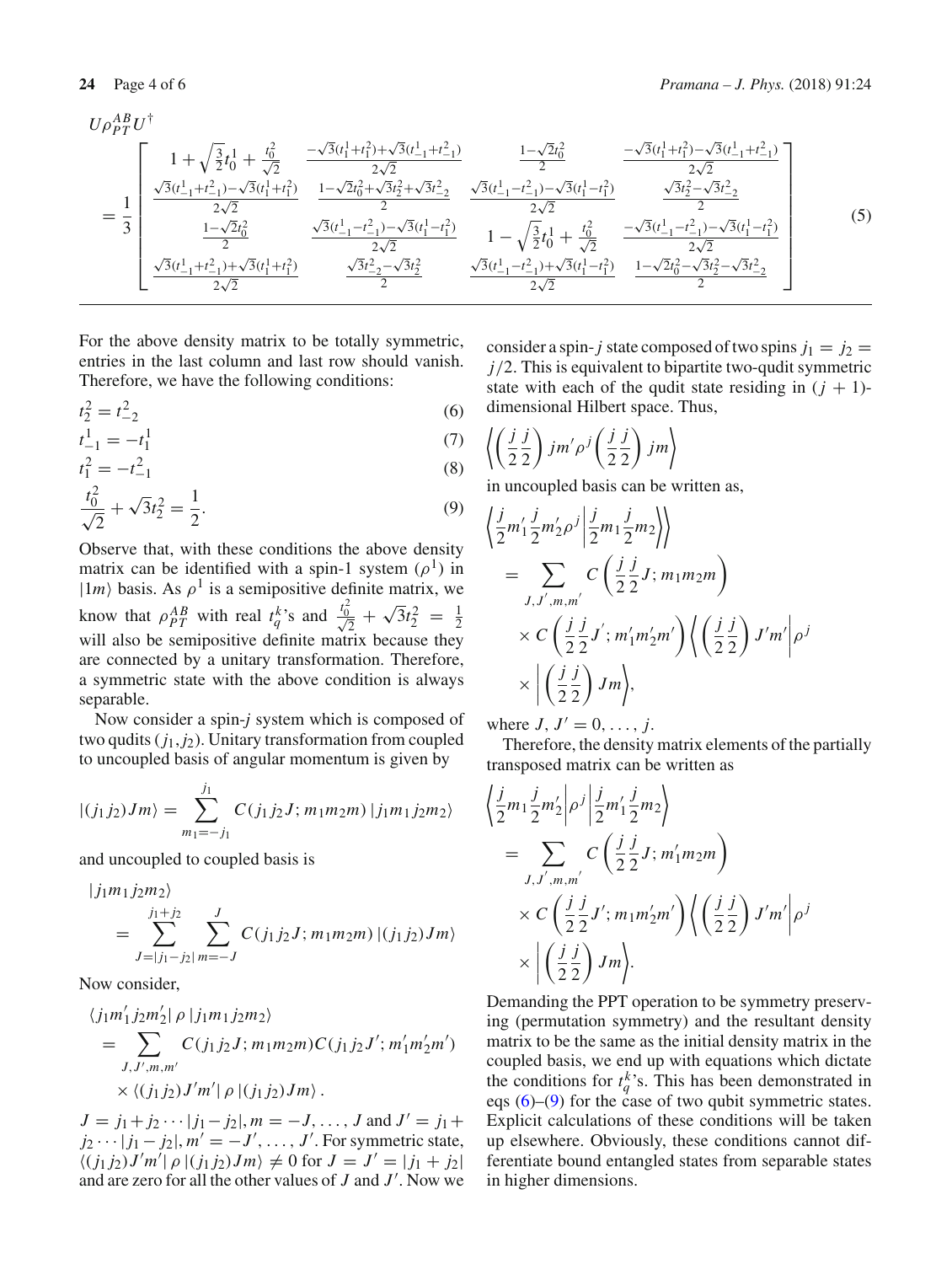$$U\rho_{PT}^{AB}U^{\dagger}$$
$$= \frac{1}{3}\begin{bmatrix} 1+\sqrt{\frac{3}{2}}t_0^1+\frac{t_0^2}{\sqrt{2}} & \frac{-\sqrt{3}(t_1^1+t_1^2)+\sqrt{3}(t_{-1}^1+t_{-1}^2)}{2\sqrt{2}} & \frac{1-\sqrt{2}t_0^2}{2} & \frac{-\sqrt{3}(t_1^1+t_1^2)-\sqrt{3}(t_{-1}^1+t_{-1}^2)}{2\sqrt{2}} \\ \frac{\sqrt{3}(t_{-1}^1+t_{-1}^2)-\sqrt{3}(t_1^1+t_1^2)}{2\sqrt{2}} & \frac{1-\sqrt{2}t_0^2+\sqrt{3}t_2^2+\sqrt{3}t_{-2}^2}{2} & \frac{\sqrt{3}(t_{-1}^1-t_{-1}^2)-\sqrt{3}(t_1^1-t_1^2)}{2\sqrt{2}} & \frac{\sqrt{3}t_2^2-\sqrt{3}t_{-2}^2}{2} \\ \frac{1-\sqrt{2}t_0^2}{2} & \frac{\sqrt{3}(t_{-1}^1-t_{-1}^2)-\sqrt{3}(t_1^1-t_1^2)}{2\sqrt{2}} & 1-\sqrt{\frac{3}{2}}t_0^1+\frac{t_0^2}{\sqrt{2}} & \frac{-\sqrt{3}(t_{-1}^1-t_{-1}^2)-\sqrt{3}(t_1^1-t_1^2)}{2\sqrt{2}} \\ \frac{\sqrt{3}(t_{-1}^1+t_{-1}^2)+\sqrt{3}(t_1^1+t_1^2)}{2\sqrt{2}} & \frac{\sqrt{3}t_{-2}^2-\sqrt{3}t_2^2}{2} & \frac{\sqrt{3}(t_{-1}^1-t_{-1}^2)+\sqrt{3}(t_1^1-t_1^2)}{2\sqrt{2}} & \frac{1-\sqrt{2}t_0^2-\sqrt{3}t_2^2-\sqrt{3}t_{-2}^2}{2} \end{bmatrix} \quad (5)$$

For the above density matrix to be totally symmetric, entries in the last column and last row should vanish. Therefore, we have the following conditions:

$$t_2^2 = t_{-2}^2 \quad (6)$$

$$t_{-1}^1 = -t_1^1 \quad (7)$$

$$t_1^2 = -t_{-1}^2 \quad (8)$$

$$\frac{t_0^2}{\sqrt{2}} + \sqrt{3}t_2^2 = \frac{1}{2}. \quad (9)$$

Observe that, with these conditions the above density matrix can be identified with a spin-1 system ($\rho^1$) in $|1m\rangle$ basis. As $\rho^1$ is a semipositive definite matrix, we know that $\rho_{PT}^{AB}$ with real $t_q^k$'s and $\frac{t_0^2}{\sqrt{2}} + \sqrt{3}t_2^2 = \frac{1}{2}$ will also be semipositive definite matrix because they are connected by a unitary transformation. Therefore, a symmetric state with the above condition is always separable.

Now consider a spin-$j$ system which is composed of two qudits $(j_1, j_2)$. Unitary transformation from coupled to uncoupled basis of angular momentum is given by

$$|(j_1 j_2)Jm\rangle = \sum_{m_1=-j_1}^{j_1} C(j_1 j_2 J; m_1 m_2 m)\, |j_1 m_1 j_2 m_2\rangle$$

and uncoupled to coupled basis is

$$|j_1 m_1 j_2 m_2\rangle = \sum_{J=|j_1-j_2|}^{j_1+j_2} \sum_{m=-J}^{J} C(j_1 j_2 J; m_1 m_2 m)\, |(j_1 j_2)Jm\rangle$$

Now consider,

$$\langle j_1 m_1' j_2 m_2'|\, \rho\, |j_1 m_1 j_2 m_2\rangle = \sum_{J,J',m,m'} C(j_1 j_2 J; m_1 m_2 m) C(j_1 j_2 J'; m_1' m_2' m') \times \langle (j_1 j_2) J' m'|\, \rho\, |(j_1 j_2) J m\rangle .$$

$J = j_1 + j_2 \cdots |j_1 - j_2|, m = -J, \ldots, J$ and $J' = j_1 + j_2 \cdots |j_1 - j_2|, m' = -J', \ldots, J'$. For symmetric state, $\langle (j_1 j_2) J' m'|\, \rho\, |(j_1 j_2) J m\rangle \neq 0$ for $J = J' = |j_1 + j_2|$ and are zero for all the other values of $J$ and $J'$. Now we consider a spin-$j$ state composed of two spins $j_1 = j_2 = j/2$. This is equivalent to bipartite two-qudit symmetric state with each of the qudit state residing in $(j+1)$-dimensional Hilbert space. Thus,

$$\left\langle \left(\frac{j}{2}\frac{j}{2}\right) jm' \rho^j \left(\frac{j}{2}\frac{j}{2}\right) jm \right\rangle$$

in uncoupled basis can be written as,

$$\left\langle \frac{j}{2}m_1' \frac{j}{2}m_2' \rho^j \left| \frac{j}{2}m_1 \frac{j}{2}m_2 \right\rangle\right\rangle = \sum_{J,J',m,m'} C\left(\frac{j}{2}\frac{j}{2}J; m_1 m_2 m\right) \times C\left(\frac{j}{2}\frac{j}{2}J'; m_1' m_2' m'\right) \left\langle \left(\frac{j}{2}\frac{j}{2}\right) J'm' \right| \rho^j \times \left| \left(\frac{j}{2}\frac{j}{2}\right) Jm \right\rangle,$$

where $J, J' = 0, \ldots, j$.

Therefore, the density matrix elements of the partially transposed matrix can be written as

$$\left\langle \frac{j}{2}m_1 \frac{j}{2}m_2' \right| \rho^j \left| \frac{j}{2}m_1' \frac{j}{2}m_2 \right\rangle = \sum_{J,J',m,m'} C\left(\frac{j}{2}\frac{j}{2}J; m_1' m_2 m\right) \times C\left(\frac{j}{2}\frac{j}{2}J'; m_1 m_2' m'\right) \left\langle \left(\frac{j}{2}\frac{j}{2}\right) J'm' \right| \rho^j \times \left| \left(\frac{j}{2}\frac{j}{2}\right) Jm \right\rangle.$$

Demanding the PPT operation to be symmetry preserving (permutation symmetry) and the resultant density matrix to be the same as the initial density matrix in the coupled basis, we end up with equations which dictate the conditions for $t_q^k$'s. This has been demonstrated in eqs (6)–(9) for the case of two qubit symmetric states. Explicit calculations of these conditions will be taken up elsewhere. Obviously, these conditions cannot differentiate bound entangled states from separable states in higher dimensions.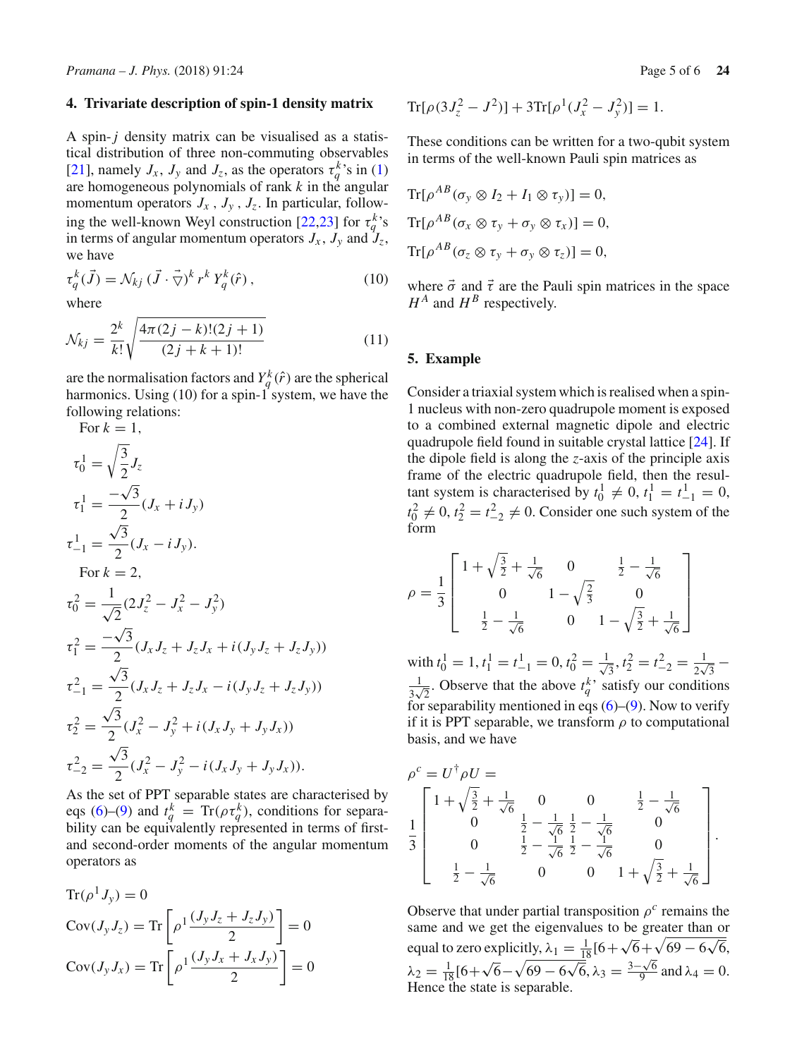## 4. Trivariate description of spin-1 density matrix

A spin-$j$ density matrix can be visualised as a statistical distribution of three non-commuting observables [21], namely $J_x$, $J_y$ and $J_z$, as the operators $\tau^k_q$'s in (1) are homogeneous polynomials of rank $k$ in the angular momentum operators $J_x$, $J_y$, $J_z$. In particular, following the well-known Weyl construction [22,23] for $\tau^k_q$'s in terms of angular momentum operators $J_x$, $J_y$ and $J_z$, we have

$$\tau^k_q(\vec{J}) = \mathcal{N}_{kj}\,(\vec{J}\cdot\vec{\bigtriangledown})^k\, r^k\, Y^k_q(\hat{r})\,, \tag{10}$$

where

$$\mathcal{N}_{kj} = \frac{2^k}{k!}\sqrt{\frac{4\pi(2j-k)!(2j+1)}{(2j+k+1)!}} \tag{11}$$

are the normalisation factors and $Y^k_q(\hat{r})$ are the spherical harmonics. Using (10) for a spin-1 system, we have the following relations:

For $k=1$,

$$\tau^1_0 = \sqrt{\frac{3}{2}}J_z$$

$$\tau^1_1 = \frac{-\sqrt{3}}{2}(J_x + iJ_y)$$

$$\tau^1_{-1} = \frac{\sqrt{3}}{2}(J_x - iJ_y).$$

For $k=2$,

$$\tau^2_0 = \frac{1}{\sqrt{2}}(2J_z^2 - J_x^2 - J_y^2)$$

$$\tau^2_1 = \frac{-\sqrt{3}}{2}(J_xJ_z + J_zJ_x + i(J_yJ_z + J_zJ_y))$$

$$\tau^2_{-1} = \frac{\sqrt{3}}{2}(J_xJ_z + J_zJ_x - i(J_yJ_z + J_zJ_y))$$

$$\tau^2_2 = \frac{\sqrt{3}}{2}(J_x^2 - J_y^2 + i(J_xJ_y + J_yJ_x))$$

$$\tau^2_{-2} = \frac{\sqrt{3}}{2}(J_x^2 - J_y^2 - i(J_xJ_y + J_yJ_x)).$$

As the set of PPT separable states are characterised by eqs (6)–(9) and $t^k_q = \mathrm{Tr}(\rho\tau^k_q)$, conditions for separability can be equivalently represented in terms of first- and second-order moments of the angular momentum operators as

$$\mathrm{Tr}(\rho^1 J_y) = 0$$

$$\mathrm{Cov}(J_yJ_z) = \mathrm{Tr}\left[\rho^1\frac{(J_yJ_z + J_zJ_y)}{2}\right] = 0$$

$$\mathrm{Cov}(J_yJ_x) = \mathrm{Tr}\left[\rho^1\frac{(J_yJ_x + J_xJ_y)}{2}\right] = 0$$

$$\mathrm{Tr}[\rho(3J_z^2 - J^2)] + 3\mathrm{Tr}[\rho^1(J_x^2 - J_y^2)] = 1.$$

These conditions can be written for a two-qubit system in terms of the well-known Pauli spin matrices as

$$\mathrm{Tr}[\rho^{AB}(\sigma_y\otimes I_2 + I_1\otimes\tau_y)] = 0,$$

$$\mathrm{Tr}[\rho^{AB}(\sigma_x\otimes\tau_y + \sigma_y\otimes\tau_x)] = 0,$$

$$\mathrm{Tr}[\rho^{AB}(\sigma_z\otimes\tau_y + \sigma_y\otimes\tau_z)] = 0,$$

where $\vec{\sigma}$ and $\vec{\tau}$ are the Pauli spin matrices in the space $H^A$ and $H^B$ respectively.

## 5. Example

Consider a triaxial system which is realised when a spin-1 nucleus with non-zero quadrupole moment is exposed to a combined external magnetic dipole and electric quadrupole field found in suitable crystal lattice [24]. If the dipole field is along the $z$-axis of the principle axis frame of the electric quadrupole field, then the resultant system is characterised by $t^1_0 \neq 0$, $t^1_1 = t^1_{-1} = 0$, $t^2_0 \neq 0$, $t^2_2 = t^2_{-2} \neq 0$. Consider one such system of the form

$$\rho = \frac{1}{3}\begin{bmatrix} 1+\sqrt{\frac{3}{2}}+\frac{1}{\sqrt{6}} & 0 & \frac{1}{2}-\frac{1}{\sqrt{6}} \\ 0 & 1-\sqrt{\frac{2}{3}} & 0 \\ \frac{1}{2}-\frac{1}{\sqrt{6}} & 0 & 1-\sqrt{\frac{3}{2}}+\frac{1}{\sqrt{6}} \end{bmatrix}$$

with $t^1_0 = 1$, $t^1_1 = t^1_{-1} = 0$, $t^2_0 = \frac{1}{\sqrt{3}}$, $t^2_2 = t^2_{-2} = \frac{1}{2\sqrt{3}} - \frac{1}{3\sqrt{2}}$. Observe that the above $t^k_q$' satisfy our conditions for separability mentioned in eqs (6)–(9). Now to verify if it is PPT separable, we transform $\rho$ to computational basis, and we have

$$\rho^c = U^\dagger\rho U = \frac{1}{3}\begin{bmatrix} 1+\sqrt{\frac{3}{2}}+\frac{1}{\sqrt{6}} & 0 & 0 & \frac{1}{2}-\frac{1}{\sqrt{6}} \\ 0 & \frac{1}{2}-\frac{1}{\sqrt{6}} & \frac{1}{2}-\frac{1}{\sqrt{6}} & 0 \\ 0 & \frac{1}{2}-\frac{1}{\sqrt{6}} & \frac{1}{2}-\frac{1}{\sqrt{6}} & 0 \\ \frac{1}{2}-\frac{1}{\sqrt{6}} & 0 & 0 & 1+\sqrt{\frac{3}{2}}+\frac{1}{\sqrt{6}} \end{bmatrix}.$$

Observe that under partial transposition $\rho^c$ remains the same and we get the eigenvalues to be greater than or equal to zero explicitly, $\lambda_1 = \frac{1}{18}[6+\sqrt{6}+\sqrt{69-6\sqrt{6}}$, $\lambda_2 = \frac{1}{18}[6+\sqrt{6}-\sqrt{69-6\sqrt{6}}$, $\lambda_3 = \frac{3-\sqrt{6}}{9}$ and $\lambda_4 = 0$. Hence the state is separable.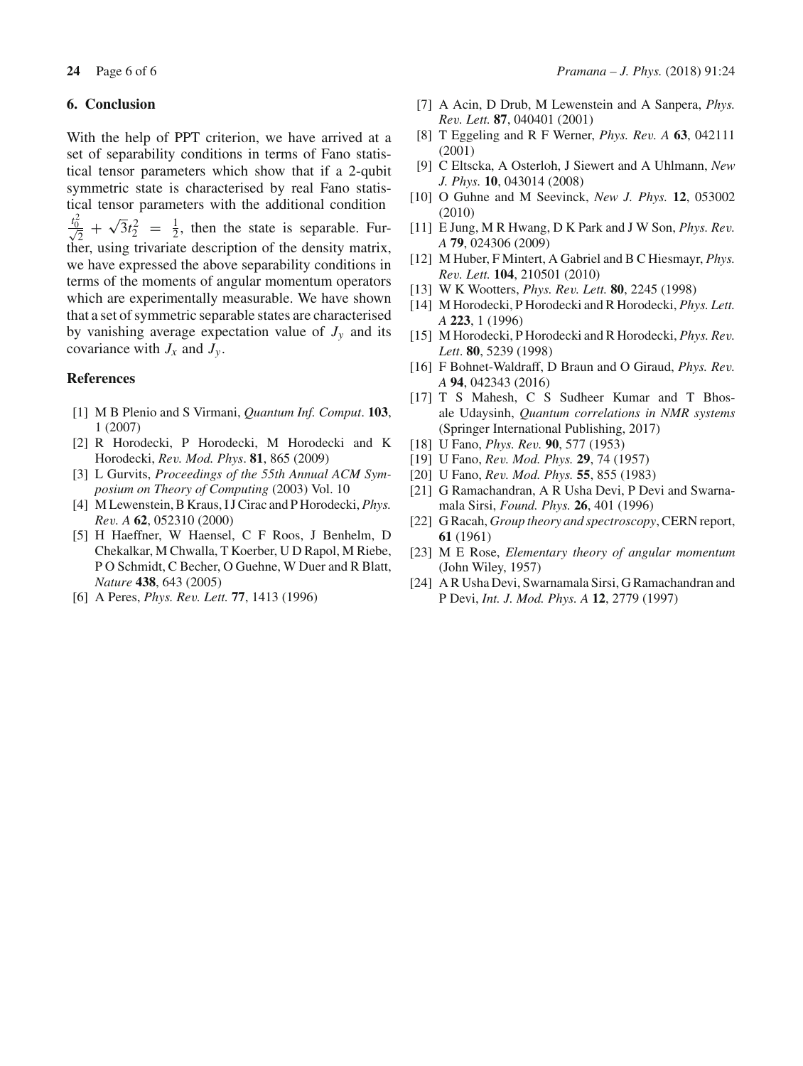## 6. Conclusion

With the help of PPT criterion, we have arrived at a set of separability conditions in terms of Fano statistical tensor parameters which show that if a 2-qubit symmetric state is characterised by real Fano statistical tensor parameters with the additional condition $\frac{t_0^2}{\sqrt{2}} + \sqrt{3}t_2^2 = \frac{1}{2}$, then the state is separable. Further, using trivariate description of the density matrix, we have expressed the above separability conditions in terms of the moments of angular momentum operators which are experimentally measurable. We have shown that a set of symmetric separable states are characterised by vanishing average expectation value of $J_y$ and its covariance with $J_x$ and $J_y$.

## References

[1] M B Plenio and S Virmani, *Quantum Inf. Comput*. **103**, 1 (2007)

[2] R Horodecki, P Horodecki, M Horodecki and K Horodecki, *Rev. Mod. Phys*. **81**, 865 (2009)

[3] L Gurvits, *Proceedings of the 55th Annual ACM Symposium on Theory of Computing* (2003) Vol. 10

[4] M Lewenstein, B Kraus, I J Cirac and P Horodecki, *Phys. Rev. A* **62**, 052310 (2000)

[5] H Haeffner, W Haensel, C F Roos, J Benhelm, D Chekalkar, M Chwalla, T Koerber, U D Rapol, M Riebe, P O Schmidt, C Becher, O Guehne, W Duer and R Blatt, *Nature* **438**, 643 (2005)

[6] A Peres, *Phys. Rev. Lett.* **77**, 1413 (1996)

[7] A Acin, D Drub, M Lewenstein and A Sanpera, *Phys. Rev. Lett.* **87**, 040401 (2001)

[8] T Eggeling and R F Werner, *Phys. Rev. A* **63**, 042111 (2001)

[9] C Eltscka, A Osterloh, J Siewert and A Uhlmann, *New J. Phys.* **10**, 043014 (2008)

[10] O Guhne and M Seevinck, *New J. Phys.* **12**, 053002 (2010)

[11] E Jung, M R Hwang, D K Park and J W Son, *Phys. Rev. A* **79**, 024306 (2009)

[12] M Huber, F Mintert, A Gabriel and B C Hiesmayr, *Phys. Rev. Lett.* **104**, 210501 (2010)

[13] W K Wootters, *Phys. Rev. Lett.* **80**, 2245 (1998)

[14] M Horodecki, P Horodecki and R Horodecki, *Phys. Lett. A* **223**, 1 (1996)

[15] M Horodecki, P Horodecki and R Horodecki, *Phys. Rev. Lett*. **80**, 5239 (1998)

[16] F Bohnet-Waldraff, D Braun and O Giraud, *Phys. Rev. A* **94**, 042343 (2016)

[17] T S Mahesh, C S Sudheer Kumar and T Bhosale Udaysinh, *Quantum correlations in NMR systems* (Springer International Publishing, 2017)

[18] U Fano, *Phys. Rev.* **90**, 577 (1953)

[19] U Fano, *Rev. Mod. Phys.* **29**, 74 (1957)

[20] U Fano, *Rev. Mod. Phys.* **55**, 855 (1983)

[21] G Ramachandran, A R Usha Devi, P Devi and Swarnamala Sirsi, *Found. Phys.* **26**, 401 (1996)

[22] G Racah, *Group theory and spectroscopy*, CERN report, **61** (1961)

[23] M E Rose, *Elementary theory of angular momentum* (John Wiley, 1957)

[24] A R Usha Devi, Swarnamala Sirsi, G Ramachandran and P Devi, *Int. J. Mod. Phys. A* **12**, 2779 (1997)